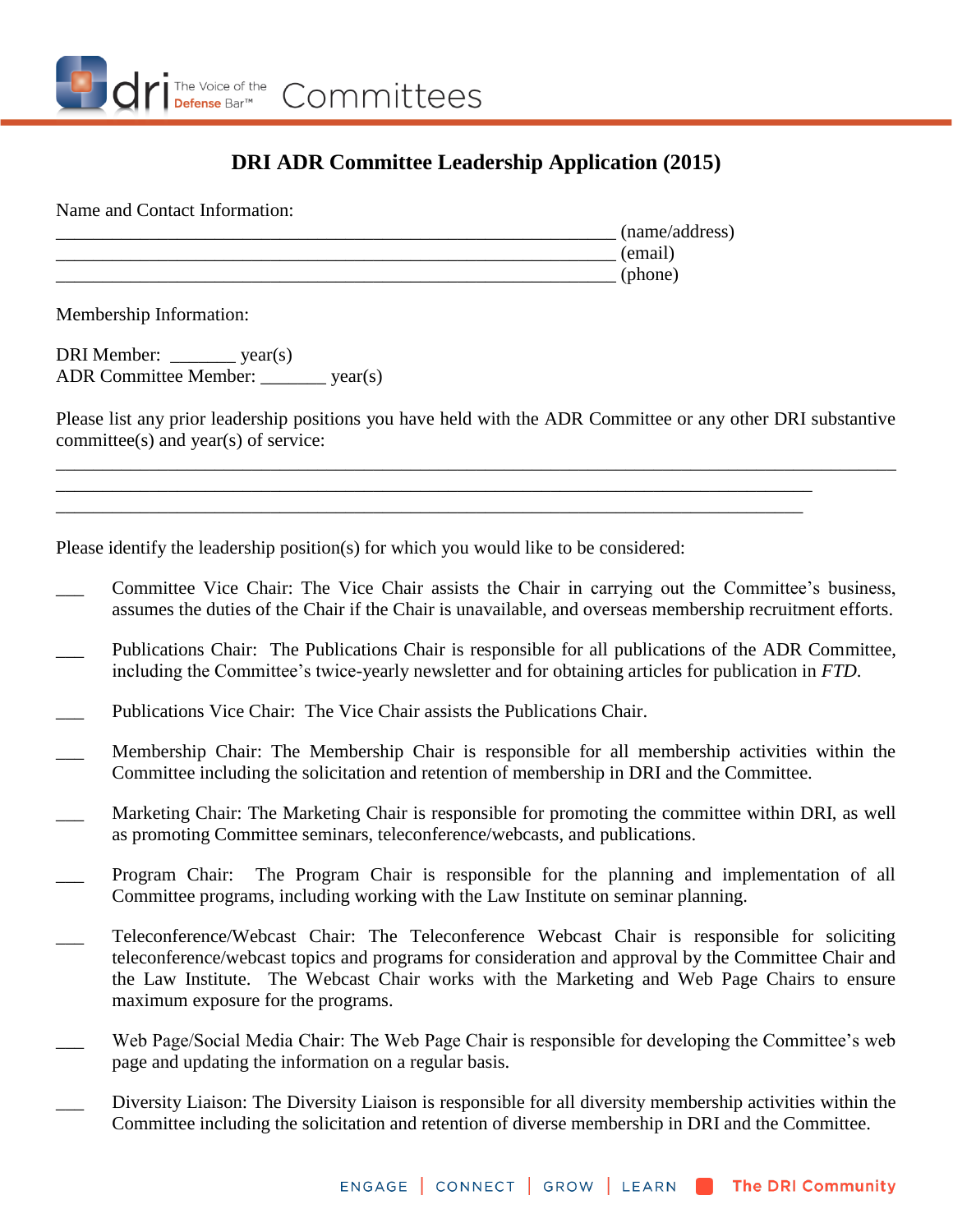dri The Voice of the Defense Bar™ Committees

# DRI ADR Committee Leadership Application (2015)

Name and Contact Information:

_____________________________________________________________ (name/address)
_____________________________________________________________ (email)
_____________________________________________________________ (phone)

Membership Information:

DRI Member: _______ year(s)
ADR Committee Member: _______ year(s)

Please list any prior leadership positions you have held with the ADR Committee or any other DRI substantive committee(s) and year(s) of service:

_____________________________________________________________________________________
_____________________________________________________________________________________
_____________________________________________________________________________________

Please identify the leadership position(s) for which you would like to be considered:

___ Committee Vice Chair: The Vice Chair assists the Chair in carrying out the Committee's business, assumes the duties of the Chair if the Chair is unavailable, and overseas membership recruitment efforts.

___ Publications Chair: The Publications Chair is responsible for all publications of the ADR Committee, including the Committee's twice-yearly newsletter and for obtaining articles for publication in *FTD*.

___ Publications Vice Chair: The Vice Chair assists the Publications Chair.

___ Membership Chair: The Membership Chair is responsible for all membership activities within the Committee including the solicitation and retention of membership in DRI and the Committee.

___ Marketing Chair: The Marketing Chair is responsible for promoting the committee within DRI, as well as promoting Committee seminars, teleconference/webcasts, and publications.

___ Program Chair: The Program Chair is responsible for the planning and implementation of all Committee programs, including working with the Law Institute on seminar planning.

___ Teleconference/Webcast Chair: The Teleconference Webcast Chair is responsible for soliciting teleconference/webcast topics and programs for consideration and approval by the Committee Chair and the Law Institute. The Webcast Chair works with the Marketing and Web Page Chairs to ensure maximum exposure for the programs.

___ Web Page/Social Media Chair: The Web Page Chair is responsible for developing the Committee's web page and updating the information on a regular basis.

___ Diversity Liaison: The Diversity Liaison is responsible for all diversity membership activities within the Committee including the solicitation and retention of diverse membership in DRI and the Committee.

ENGAGE | CONNECT | GROW | LEARN The DRI Community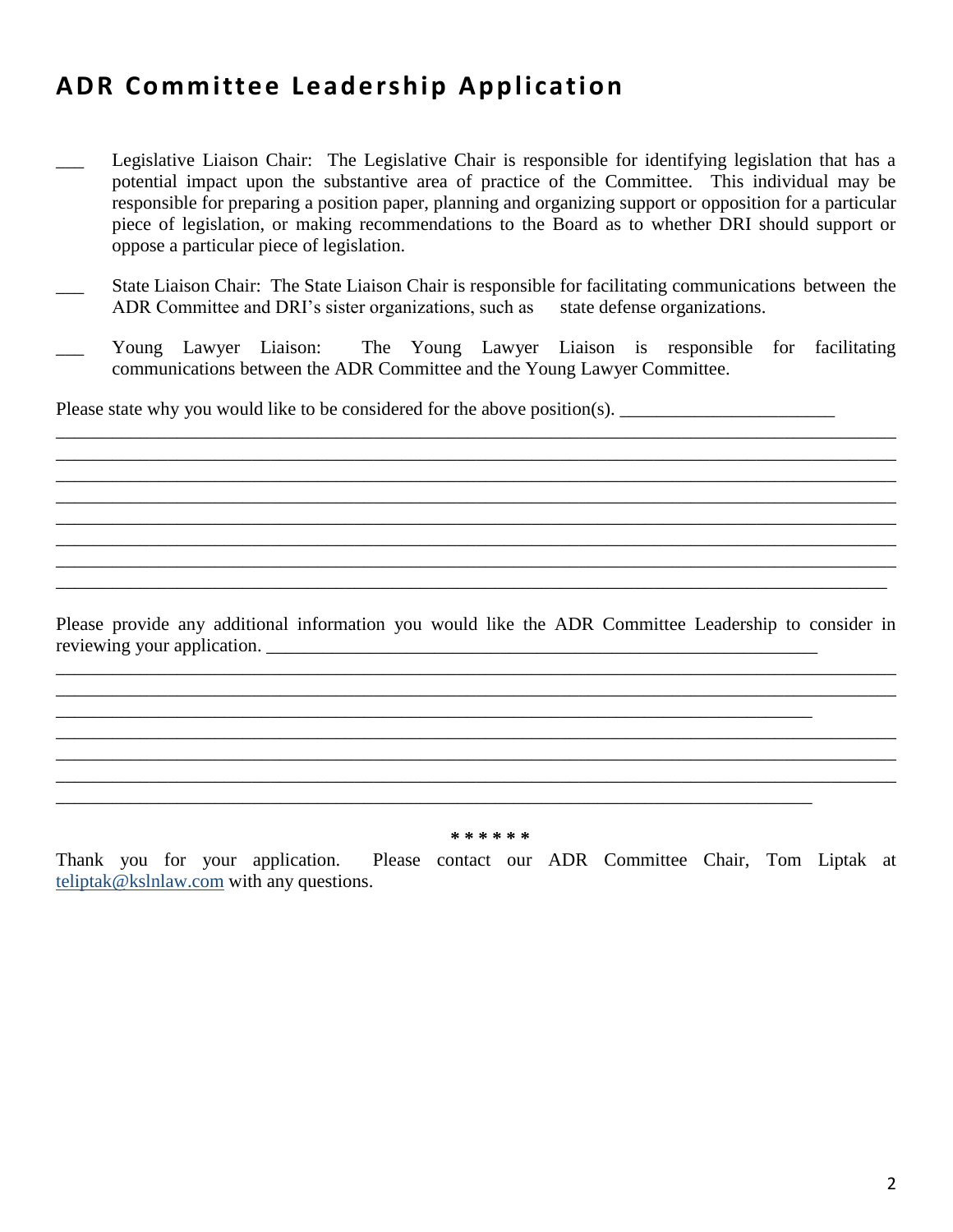# ADR Committee Leadership Application

___ Legislative Liaison Chair: The Legislative Chair is responsible for identifying legislation that has a potential impact upon the substantive area of practice of the Committee. This individual may be responsible for preparing a position paper, planning and organizing support or opposition for a particular piece of legislation, or making recommendations to the Board as to whether DRI should support or oppose a particular piece of legislation.

___ State Liaison Chair: The State Liaison Chair is responsible for facilitating communications between the ADR Committee and DRI's sister organizations, such as state defense organizations.

___ Young Lawyer Liaison: The Young Lawyer Liaison is responsible for facilitating communications between the ADR Committee and the Young Lawyer Committee.

Please state why you would like to be considered for the above position(s). _______________________

_____________________________________________________________________________________
_____________________________________________________________________________________
_____________________________________________________________________________________
_____________________________________________________________________________________
_____________________________________________________________________________________
_____________________________________________________________________________________
_____________________________________________________________________________________
_____________________________________________________________________________________

Please provide any additional information you would like the ADR Committee Leadership to consider in reviewing your application. _____________________________________________________________

_____________________________________________________________________________________
_____________________________________________________________________________________
_____________________________________________________________________________
_____________________________________________________________________________________
_____________________________________________________________________________________
_____________________________________________________________________________________
_____________________________________________________________________________

\* \* \* \* \* \*

Thank you for your application. Please contact our ADR Committee Chair, Tom Liptak at teliptak@kslnlaw.com with any questions.